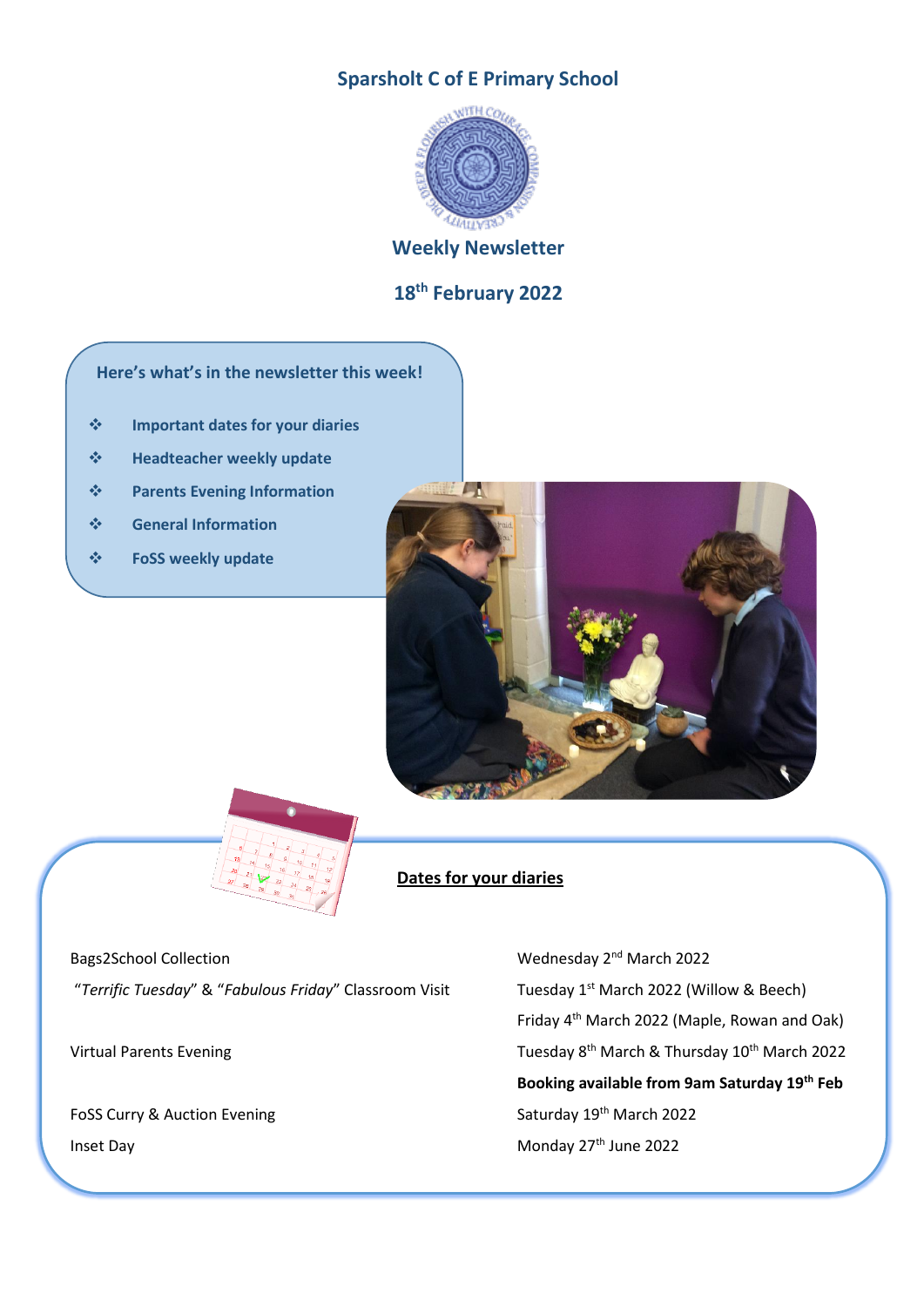# Sparsholt C of E Primary School

## Weekly Newsletter

## 18th February 2022

**Here's what's in the newsletter this week!**

- Important dates for your diaries
- Headteacher weekly update
- Parents Evening Information
- General Information
- FoSS weekly update

## Dates for your diaries

| | |
|---|---|
| Bags2School Collection | Wednesday 2nd March 2022 |
| "*Terrific Tuesday*" & "*Fabulous Friday*" Classroom Visit | Tuesday 1st March 2022 (Willow & Beech) |
| | Friday 4th March 2022 (Maple, Rowan and Oak) |
| Virtual Parents Evening | Tuesday 8th March & Thursday 10th March 2022 |
| | **Booking available from 9am Saturday 19th Feb** |
| FoSS Curry & Auction Evening | Saturday 19th March 2022 |
| Inset Day | Monday 27th June 2022 |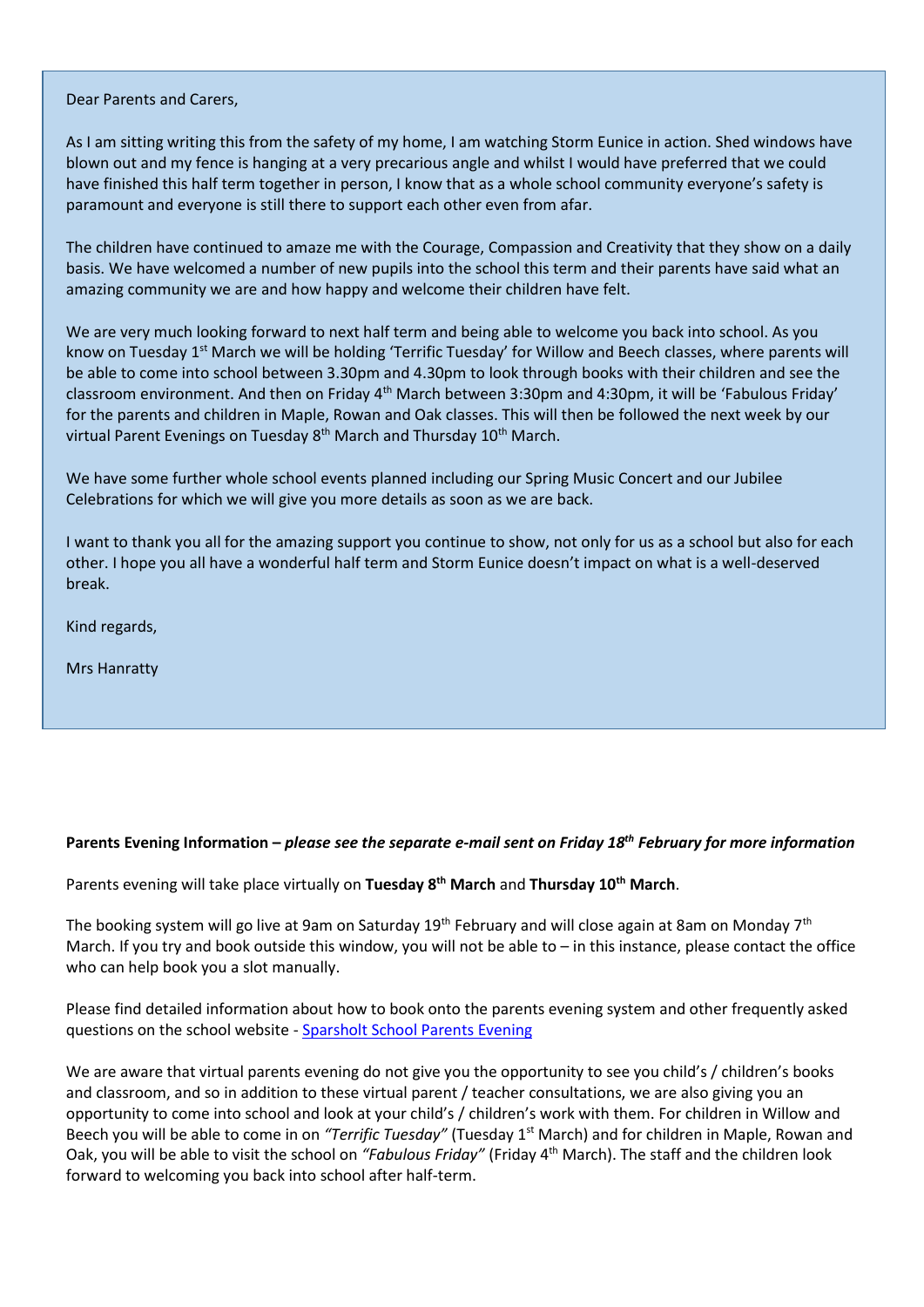Dear Parents and Carers,

As I am sitting writing this from the safety of my home, I am watching Storm Eunice in action. Shed windows have blown out and my fence is hanging at a very precarious angle and whilst I would have preferred that we could have finished this half term together in person, I know that as a whole school community everyone's safety is paramount and everyone is still there to support each other even from afar.

The children have continued to amaze me with the Courage, Compassion and Creativity that they show on a daily basis. We have welcomed a number of new pupils into the school this term and their parents have said what an amazing community we are and how happy and welcome their children have felt.

We are very much looking forward to next half term and being able to welcome you back into school. As you know on Tuesday 1st March we will be holding 'Terrific Tuesday' for Willow and Beech classes, where parents will be able to come into school between 3.30pm and 4.30pm to look through books with their children and see the classroom environment. And then on Friday 4th March between 3:30pm and 4:30pm, it will be 'Fabulous Friday' for the parents and children in Maple, Rowan and Oak classes. This will then be followed the next week by our virtual Parent Evenings on Tuesday 8th March and Thursday 10th March.

We have some further whole school events planned including our Spring Music Concert and our Jubilee Celebrations for which we will give you more details as soon as we are back.

I want to thank you all for the amazing support you continue to show, not only for us as a school but also for each other. I hope you all have a wonderful half term and Storm Eunice doesn't impact on what is a well-deserved break.

Kind regards,

Mrs Hanratty

**Parents Evening Information –** ***please see the separate e-mail sent on Friday 18th February for more information***

Parents evening will take place virtually on **Tuesday 8th March** and **Thursday 10th March**.

The booking system will go live at 9am on Saturday 19th February and will close again at 8am on Monday 7th March. If you try and book outside this window, you will not be able to – in this instance, please contact the office who can help book you a slot manually.

Please find detailed information about how to book onto the parents evening system and other frequently asked questions on the school website - Sparsholt School Parents Evening

We are aware that virtual parents evening do not give you the opportunity to see you child's / children's books and classroom, and so in addition to these virtual parent / teacher consultations, we are also giving you an opportunity to come into school and look at your child's / children's work with them. For children in Willow and Beech you will be able to come in on *"Terrific Tuesday"* (Tuesday 1st March) and for children in Maple, Rowan and Oak, you will be able to visit the school on *"Fabulous Friday"* (Friday 4th March). The staff and the children look forward to welcoming you back into school after half-term.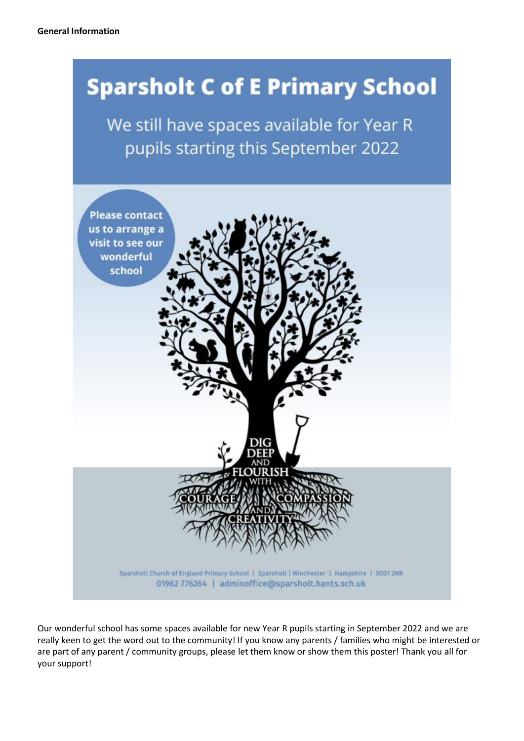**General Information**

# Sparsholt C of E Primary School

We still have spaces available for Year R pupils starting this September 2022

Please contact us to arrange a visit to see our wonderful school

DIG DEEP AND FLOURISH WITH COURAGE COMPASSION AND CREATIVITY

Sparsholt Church of England Primary School | Sparsholt | Winchester | Hampshire | SO21 2NR
01962 776264 | adminoffice@sparsholt.hants.sch.uk

Our wonderful school has some spaces available for new Year R pupils starting in September 2022 and we are really keen to get the word out to the community! If you know any parents / families who might be interested or are part of any parent / community groups, please let them know or show them this poster! Thank you all for your support!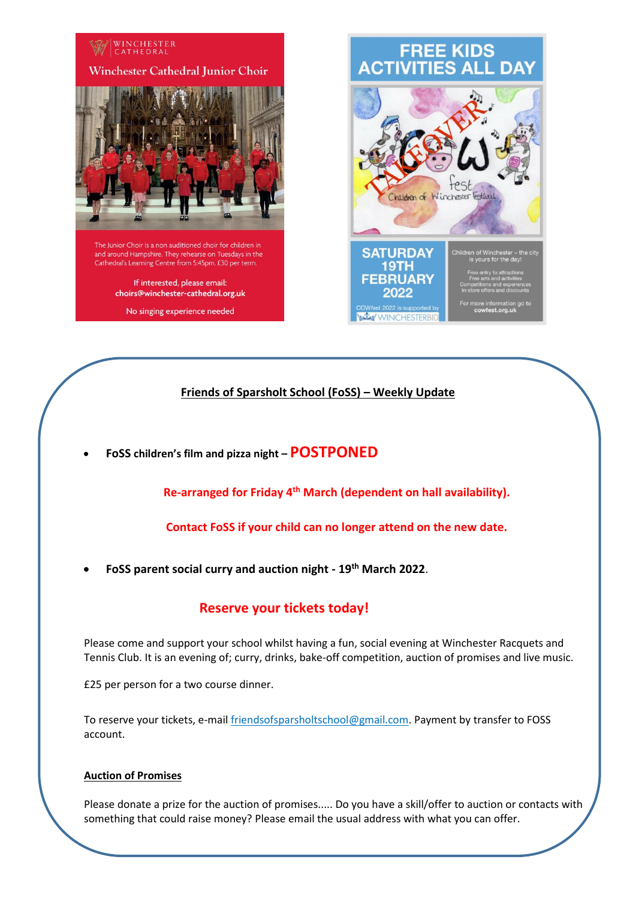WINCHESTER CATHEDRAL

## Winchester Cathedral Junior Choir

The Junior Choir is a non auditioned choir for children in and around Hampshire. They rehearse on Tuesdays in the Cathedral's Learning Centre from 5:45pm. £30 per term.

If interested, please email: **choirs@winchester-cathedral.org.uk**

No singing experience needed

## FREE KIDS ACTIVITIES ALL DAY

TAKEOVER COW fest
Children of Winchester Festival

**SATURDAY 19TH FEBRUARY 2022**

COWfest 2022 is supported by WINCHESTERBID

Children of Winchester – the city is yours for the day!

Free entry to attractions
Free arts and activities
Competitions and experiences
In-store offers and discounts

For more information go to **cowfest.org.uk**

---

## Friends of Sparsholt School (FoSS) – Weekly Update

- **FoSS children's film and pizza night – POSTPONED**

  **Re-arranged for Friday 4th March (dependent on hall availability).**

  **Contact FoSS if your child can no longer attend on the new date.**

- **FoSS parent social curry and auction night - 19th March 2022**.

**Reserve your tickets today!**

Please come and support your school whilst having a fun, social evening at Winchester Racquets and Tennis Club. It is an evening of; curry, drinks, bake-off competition, auction of promises and live music.

£25 per person for a two course dinner.

To reserve your tickets, e-mail friendsofsparsholtschool@gmail.com. Payment by transfer to FOSS account.

**Auction of Promises**

Please donate a prize for the auction of promises..... Do you have a skill/offer to auction or contacts with something that could raise money? Please email the usual address with what you can offer.